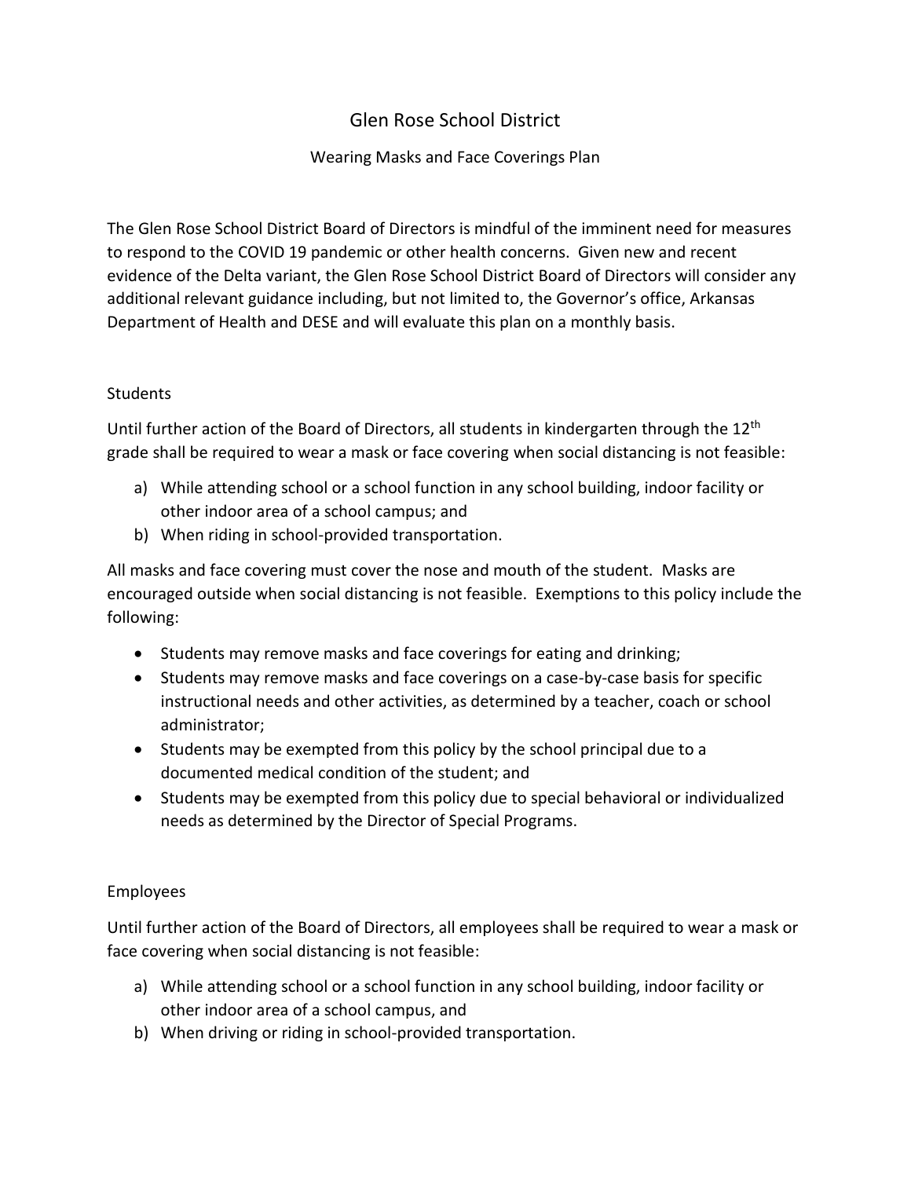# Glen Rose School District

## Wearing Masks and Face Coverings Plan

The Glen Rose School District Board of Directors is mindful of the imminent need for measures to respond to the COVID 19 pandemic or other health concerns. Given new and recent evidence of the Delta variant, the Glen Rose School District Board of Directors will consider any additional relevant guidance including, but not limited to, the Governor's office, Arkansas Department of Health and DESE and will evaluate this plan on a monthly basis.

### Students

Until further action of the Board of Directors, all students in kindergarten through the 12th grade shall be required to wear a mask or face covering when social distancing is not feasible:

a) While attending school or a school function in any school building, indoor facility or other indoor area of a school campus; and
b) When riding in school-provided transportation.

All masks and face covering must cover the nose and mouth of the student. Masks are encouraged outside when social distancing is not feasible. Exemptions to this policy include the following:

- Students may remove masks and face coverings for eating and drinking;
- Students may remove masks and face coverings on a case-by-case basis for specific instructional needs and other activities, as determined by a teacher, coach or school administrator;
- Students may be exempted from this policy by the school principal due to a documented medical condition of the student; and
- Students may be exempted from this policy due to special behavioral or individualized needs as determined by the Director of Special Programs.

### Employees

Until further action of the Board of Directors, all employees shall be required to wear a mask or face covering when social distancing is not feasible:

a) While attending school or a school function in any school building, indoor facility or other indoor area of a school campus, and
b) When driving or riding in school-provided transportation.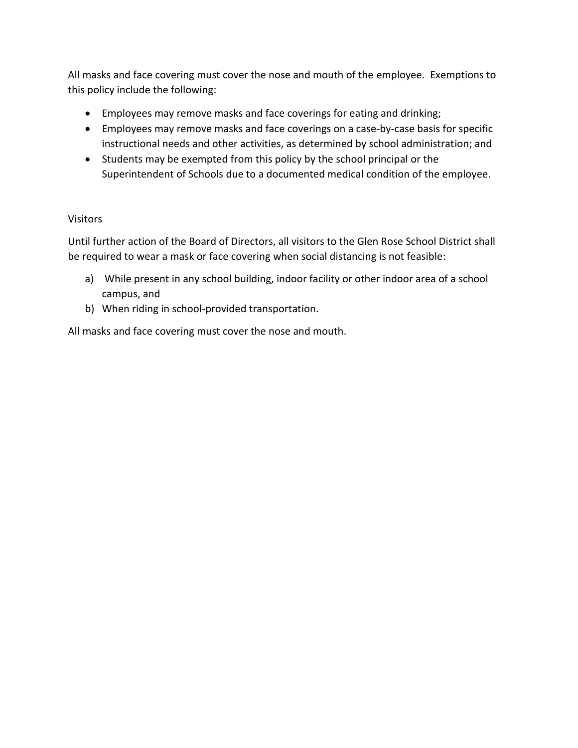All masks and face covering must cover the nose and mouth of the employee. Exemptions to this policy include the following:

- Employees may remove masks and face coverings for eating and drinking;
- Employees may remove masks and face coverings on a case-by-case basis for specific instructional needs and other activities, as determined by school administration; and
- Students may be exempted from this policy by the school principal or the Superintendent of Schools due to a documented medical condition of the employee.

Visitors

Until further action of the Board of Directors, all visitors to the Glen Rose School District shall be required to wear a mask or face covering when social distancing is not feasible:

a) While present in any school building, indoor facility or other indoor area of a school campus, and
b) When riding in school-provided transportation.

All masks and face covering must cover the nose and mouth.